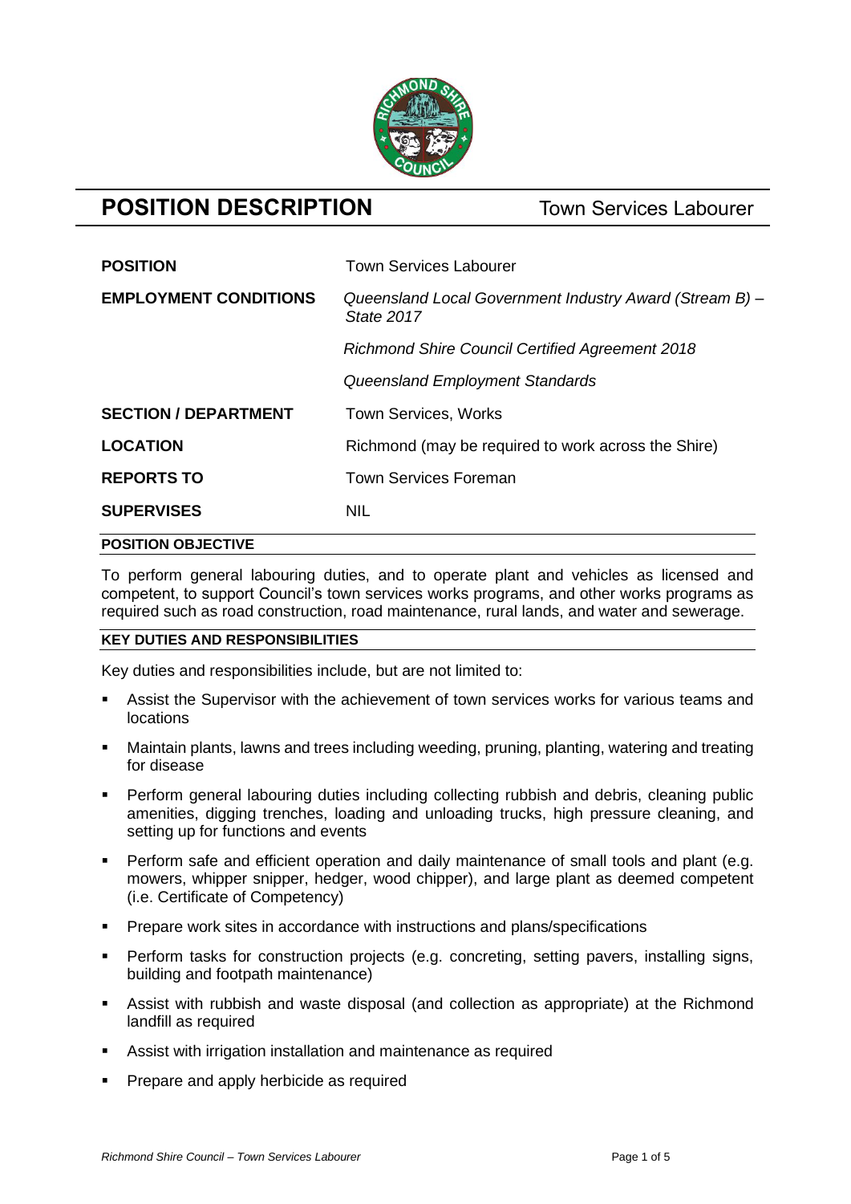# POSITION DESCRIPTION

Town Services Labourer

| | |
|---|---|
| **POSITION** | Town Services Labourer |
| **EMPLOYMENT CONDITIONS** | *Queensland Local Government Industry Award (Stream B) – State 2017*<br>*Richmond Shire Council Certified Agreement 2018*<br>*Queensland Employment Standards* |
| **SECTION / DEPARTMENT** | Town Services, Works |
| **LOCATION** | Richmond (may be required to work across the Shire) |
| **REPORTS TO** | Town Services Foreman |
| **SUPERVISES** | NIL |

## POSITION OBJECTIVE

To perform general labouring duties, and to operate plant and vehicles as licensed and competent, to support Council's town services works programs, and other works programs as required such as road construction, road maintenance, rural lands, and water and sewerage.

## KEY DUTIES AND RESPONSIBILITIES

Key duties and responsibilities include, but are not limited to:

- Assist the Supervisor with the achievement of town services works for various teams and locations
- Maintain plants, lawns and trees including weeding, pruning, planting, watering and treating for disease
- Perform general labouring duties including collecting rubbish and debris, cleaning public amenities, digging trenches, loading and unloading trucks, high pressure cleaning, and setting up for functions and events
- Perform safe and efficient operation and daily maintenance of small tools and plant (e.g. mowers, whipper snipper, hedger, wood chipper), and large plant as deemed competent (i.e. Certificate of Competency)
- Prepare work sites in accordance with instructions and plans/specifications
- Perform tasks for construction projects (e.g. concreting, setting pavers, installing signs, building and footpath maintenance)
- Assist with rubbish and waste disposal (and collection as appropriate) at the Richmond landfill as required
- Assist with irrigation installation and maintenance as required
- Prepare and apply herbicide as required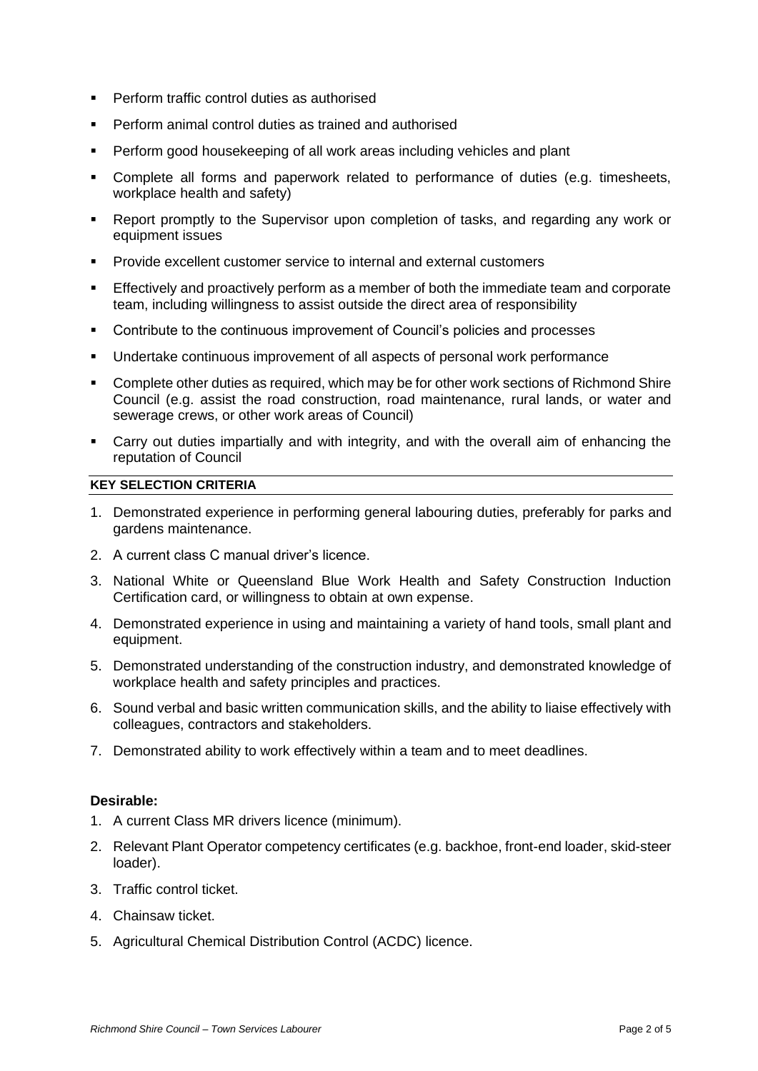- Perform traffic control duties as authorised
- Perform animal control duties as trained and authorised
- Perform good housekeeping of all work areas including vehicles and plant
- Complete all forms and paperwork related to performance of duties (e.g. timesheets, workplace health and safety)
- Report promptly to the Supervisor upon completion of tasks, and regarding any work or equipment issues
- Provide excellent customer service to internal and external customers
- Effectively and proactively perform as a member of both the immediate team and corporate team, including willingness to assist outside the direct area of responsibility
- Contribute to the continuous improvement of Council's policies and processes
- Undertake continuous improvement of all aspects of personal work performance
- Complete other duties as required, which may be for other work sections of Richmond Shire Council (e.g. assist the road construction, road maintenance, rural lands, or water and sewerage crews, or other work areas of Council)
- Carry out duties impartially and with integrity, and with the overall aim of enhancing the reputation of Council

## KEY SELECTION CRITERIA

1. Demonstrated experience in performing general labouring duties, preferably for parks and gardens maintenance.
2. A current class C manual driver's licence.
3. National White or Queensland Blue Work Health and Safety Construction Induction Certification card, or willingness to obtain at own expense.
4. Demonstrated experience in using and maintaining a variety of hand tools, small plant and equipment.
5. Demonstrated understanding of the construction industry, and demonstrated knowledge of workplace health and safety principles and practices.
6. Sound verbal and basic written communication skills, and the ability to liaise effectively with colleagues, contractors and stakeholders.
7. Demonstrated ability to work effectively within a team and to meet deadlines.

**Desirable:**

1. A current Class MR drivers licence (minimum).
2. Relevant Plant Operator competency certificates (e.g. backhoe, front-end loader, skid-steer loader).
3. Traffic control ticket.
4. Chainsaw ticket.
5. Agricultural Chemical Distribution Control (ACDC) licence.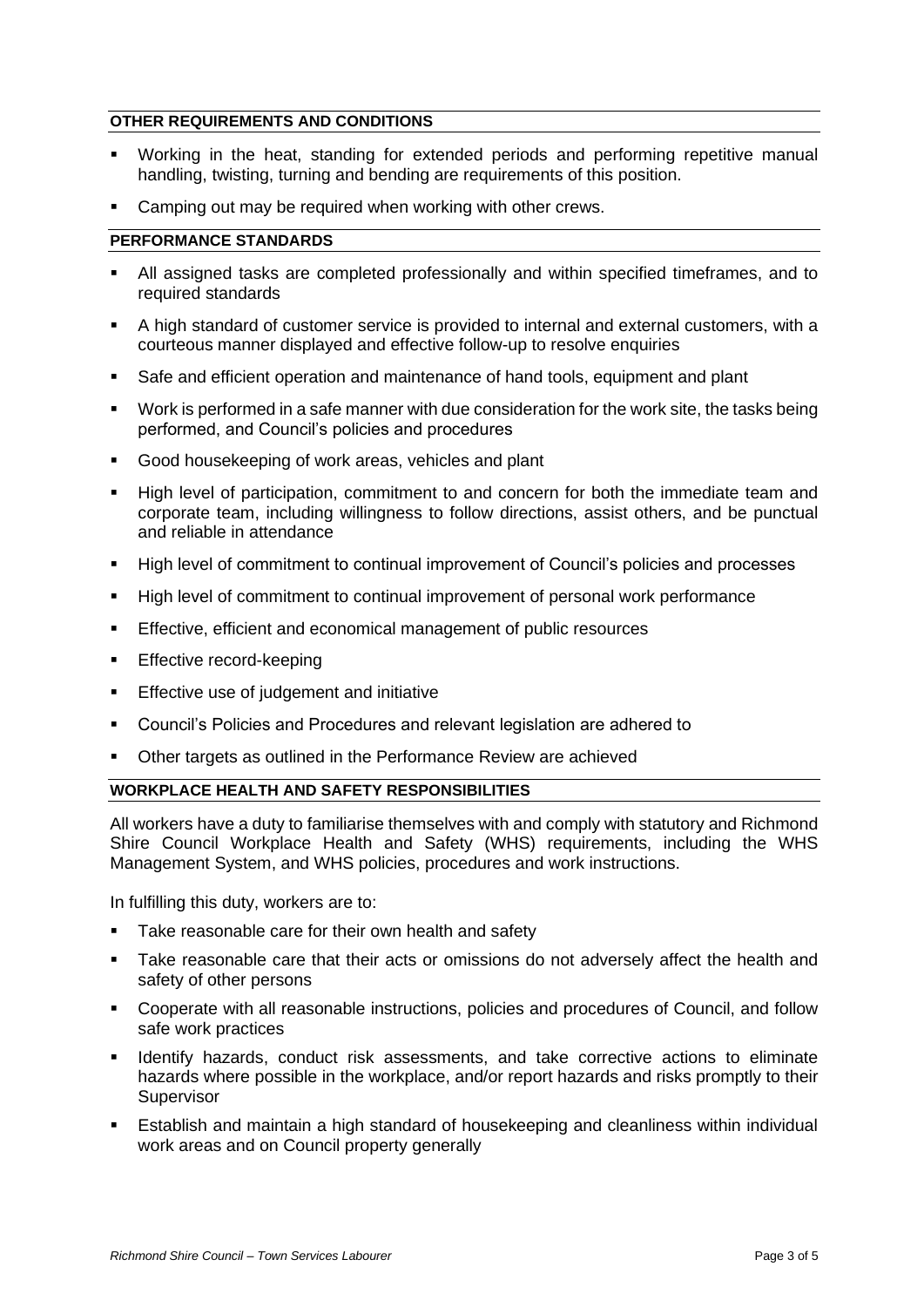## OTHER REQUIREMENTS AND CONDITIONS

- Working in the heat, standing for extended periods and performing repetitive manual handling, twisting, turning and bending are requirements of this position.
- Camping out may be required when working with other crews.

## PERFORMANCE STANDARDS

- All assigned tasks are completed professionally and within specified timeframes, and to required standards
- A high standard of customer service is provided to internal and external customers, with a courteous manner displayed and effective follow-up to resolve enquiries
- Safe and efficient operation and maintenance of hand tools, equipment and plant
- Work is performed in a safe manner with due consideration for the work site, the tasks being performed, and Council's policies and procedures
- Good housekeeping of work areas, vehicles and plant
- High level of participation, commitment to and concern for both the immediate team and corporate team, including willingness to follow directions, assist others, and be punctual and reliable in attendance
- High level of commitment to continual improvement of Council's policies and processes
- High level of commitment to continual improvement of personal work performance
- Effective, efficient and economical management of public resources
- Effective record-keeping
- Effective use of judgement and initiative
- Council's Policies and Procedures and relevant legislation are adhered to
- Other targets as outlined in the Performance Review are achieved

## WORKPLACE HEALTH AND SAFETY RESPONSIBILITIES

All workers have a duty to familiarise themselves with and comply with statutory and Richmond Shire Council Workplace Health and Safety (WHS) requirements, including the WHS Management System, and WHS policies, procedures and work instructions.

In fulfilling this duty, workers are to:

- Take reasonable care for their own health and safety
- Take reasonable care that their acts or omissions do not adversely affect the health and safety of other persons
- Cooperate with all reasonable instructions, policies and procedures of Council, and follow safe work practices
- Identify hazards, conduct risk assessments, and take corrective actions to eliminate hazards where possible in the workplace, and/or report hazards and risks promptly to their Supervisor
- Establish and maintain a high standard of housekeeping and cleanliness within individual work areas and on Council property generally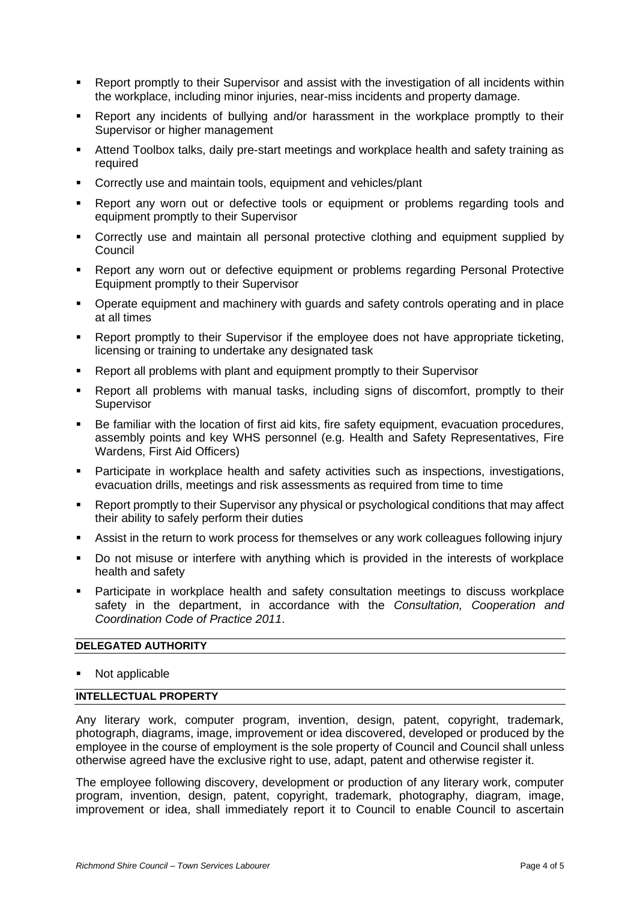- Report promptly to their Supervisor and assist with the investigation of all incidents within the workplace, including minor injuries, near-miss incidents and property damage.
- Report any incidents of bullying and/or harassment in the workplace promptly to their Supervisor or higher management
- Attend Toolbox talks, daily pre-start meetings and workplace health and safety training as required
- Correctly use and maintain tools, equipment and vehicles/plant
- Report any worn out or defective tools or equipment or problems regarding tools and equipment promptly to their Supervisor
- Correctly use and maintain all personal protective clothing and equipment supplied by Council
- Report any worn out or defective equipment or problems regarding Personal Protective Equipment promptly to their Supervisor
- Operate equipment and machinery with guards and safety controls operating and in place at all times
- Report promptly to their Supervisor if the employee does not have appropriate ticketing, licensing or training to undertake any designated task
- Report all problems with plant and equipment promptly to their Supervisor
- Report all problems with manual tasks, including signs of discomfort, promptly to their Supervisor
- Be familiar with the location of first aid kits, fire safety equipment, evacuation procedures, assembly points and key WHS personnel (e.g. Health and Safety Representatives, Fire Wardens, First Aid Officers)
- Participate in workplace health and safety activities such as inspections, investigations, evacuation drills, meetings and risk assessments as required from time to time
- Report promptly to their Supervisor any physical or psychological conditions that may affect their ability to safely perform their duties
- Assist in the return to work process for themselves or any work colleagues following injury
- Do not misuse or interfere with anything which is provided in the interests of workplace health and safety
- Participate in workplace health and safety consultation meetings to discuss workplace safety in the department, in accordance with the *Consultation, Cooperation and Coordination Code of Practice 2011*.

## DELEGATED AUTHORITY

- Not applicable

## INTELLECTUAL PROPERTY

Any literary work, computer program, invention, design, patent, copyright, trademark, photograph, diagrams, image, improvement or idea discovered, developed or produced by the employee in the course of employment is the sole property of Council and Council shall unless otherwise agreed have the exclusive right to use, adapt, patent and otherwise register it.

The employee following discovery, development or production of any literary work, computer program, invention, design, patent, copyright, trademark, photography, diagram, image, improvement or idea, shall immediately report it to Council to enable Council to ascertain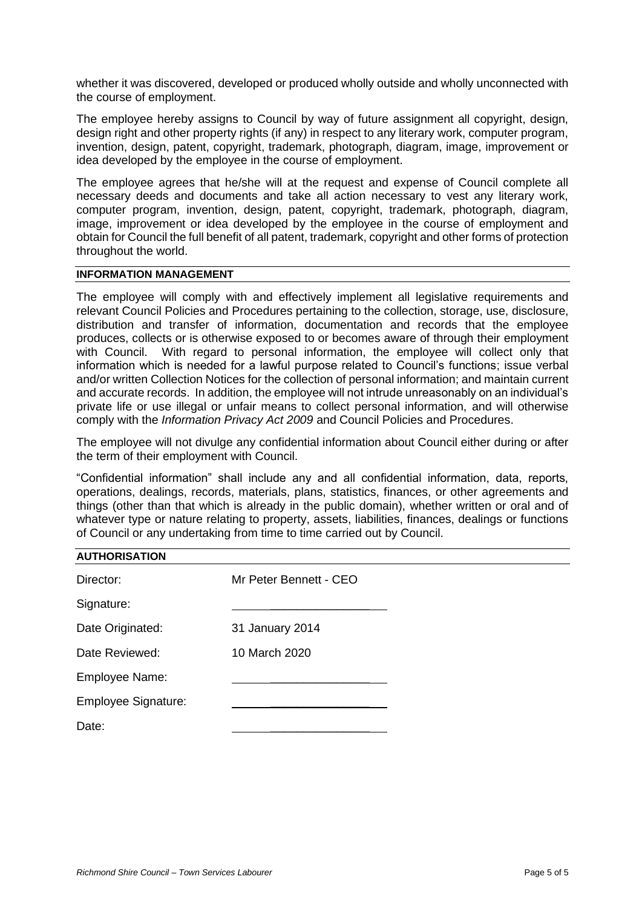whether it was discovered, developed or produced wholly outside and wholly unconnected with the course of employment.

The employee hereby assigns to Council by way of future assignment all copyright, design, design right and other property rights (if any) in respect to any literary work, computer program, invention, design, patent, copyright, trademark, photograph, diagram, image, improvement or idea developed by the employee in the course of employment.

The employee agrees that he/she will at the request and expense of Council complete all necessary deeds and documents and take all action necessary to vest any literary work, computer program, invention, design, patent, copyright, trademark, photograph, diagram, image, improvement or idea developed by the employee in the course of employment and obtain for Council the full benefit of all patent, trademark, copyright and other forms of protection throughout the world.

**INFORMATION MANAGEMENT**

The employee will comply with and effectively implement all legislative requirements and relevant Council Policies and Procedures pertaining to the collection, storage, use, disclosure, distribution and transfer of information, documentation and records that the employee produces, collects or is otherwise exposed to or becomes aware of through their employment with Council. With regard to personal information, the employee will collect only that information which is needed for a lawful purpose related to Council's functions; issue verbal and/or written Collection Notices for the collection of personal information; and maintain current and accurate records. In addition, the employee will not intrude unreasonably on an individual's private life or use illegal or unfair means to collect personal information, and will otherwise comply with the *Information Privacy Act 2009* and Council Policies and Procedures.

The employee will not divulge any confidential information about Council either during or after the term of their employment with Council.

"Confidential information" shall include any and all confidential information, data, reports, operations, dealings, records, materials, plans, statistics, finances, or other agreements and things (other than that which is already in the public domain), whether written or oral and of whatever type or nature relating to property, assets, liabilities, finances, dealings or functions of Council or any undertaking from time to time carried out by Council.

**AUTHORISATION**

| | |
|---|---|
| Director: | Mr Peter Bennett - CEO |
| Signature: | |
| Date Originated: | 31 January 2014 |
| Date Reviewed: | 10 March 2020 |
| Employee Name: | |
| Employee Signature: | |
| Date: | |